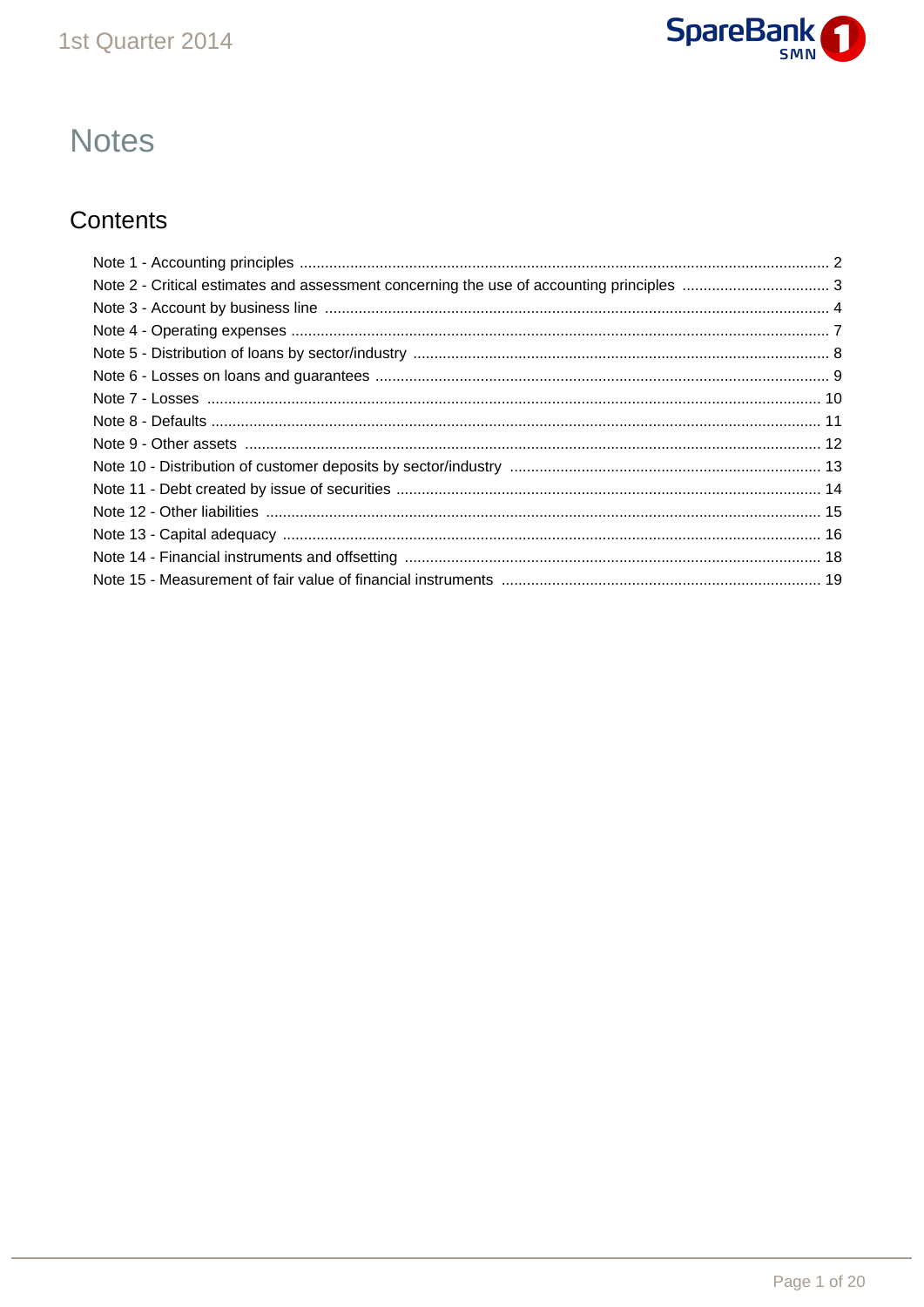# Notes

## Contents

Note 1 - Accounting principles ..... 2
Note 2 - Critical estimates and assessment concerning the use of accounting principles ..... 3
Note 3 - Account by business line ..... 4
Note 4 - Operating expenses ..... 7
Note 5 - Distribution of loans by sector/industry ..... 8
Note 6 - Losses on loans and guarantees ..... 9
Note 7 - Losses ..... 10
Note 8 - Defaults ..... 11
Note 9 - Other assets ..... 12
Note 10 - Distribution of customer deposits by sector/industry ..... 13
Note 11 - Debt created by issue of securities ..... 14
Note 12 - Other liabilities ..... 15
Note 13 - Capital adequacy ..... 16
Note 14 - Financial instruments and offsetting ..... 18
Note 15 - Measurement of fair value of financial instruments ..... 19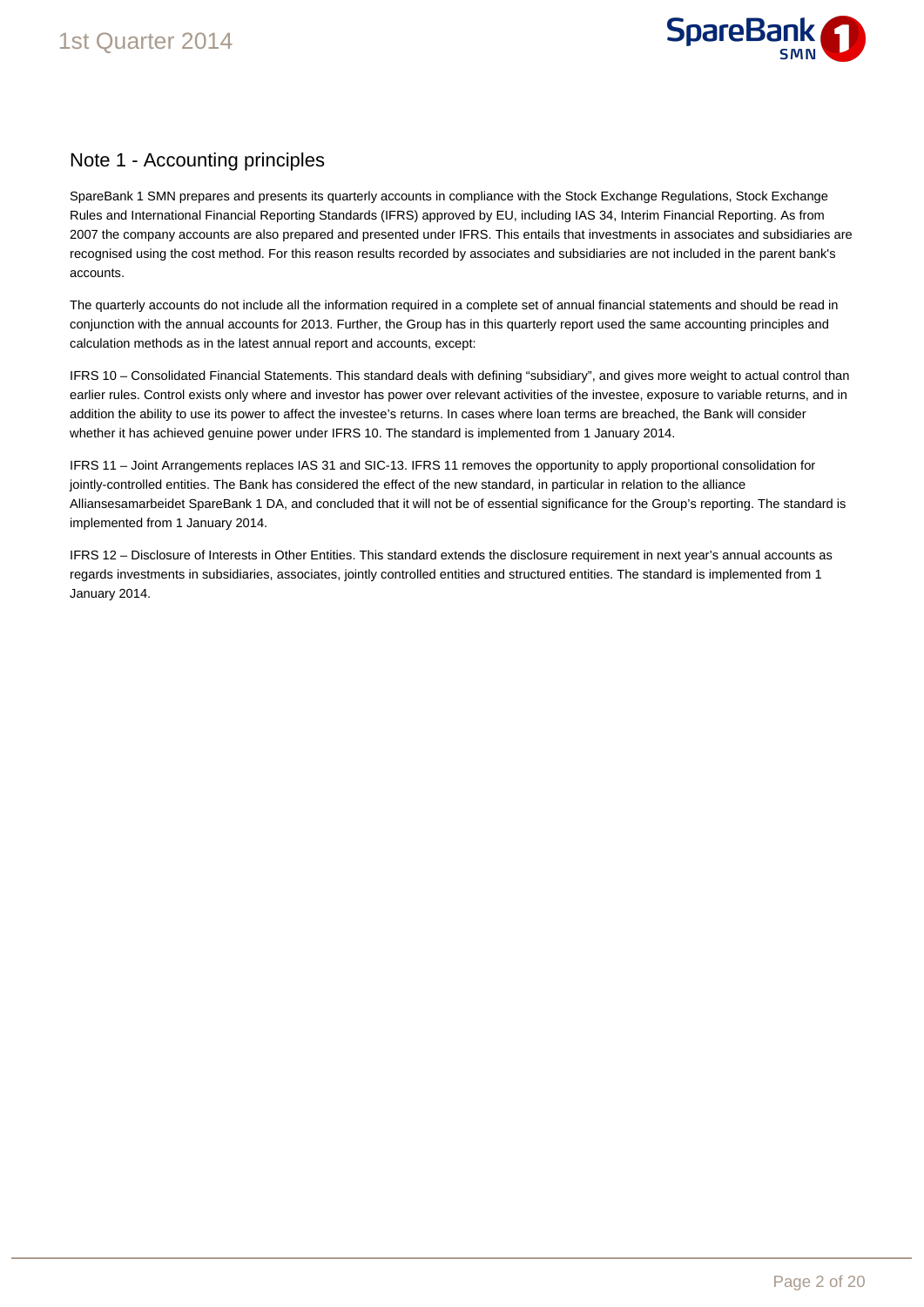## Note 1 - Accounting principles

SpareBank 1 SMN prepares and presents its quarterly accounts in compliance with the Stock Exchange Regulations, Stock Exchange Rules and International Financial Reporting Standards (IFRS) approved by EU, including IAS 34, Interim Financial Reporting. As from 2007 the company accounts are also prepared and presented under IFRS. This entails that investments in associates and subsidiaries are recognised using the cost method. For this reason results recorded by associates and subsidiaries are not included in the parent bank's accounts.

The quarterly accounts do not include all the information required in a complete set of annual financial statements and should be read in conjunction with the annual accounts for 2013. Further, the Group has in this quarterly report used the same accounting principles and calculation methods as in the latest annual report and accounts, except:

IFRS 10 – Consolidated Financial Statements. This standard deals with defining "subsidiary", and gives more weight to actual control than earlier rules. Control exists only where and investor has power over relevant activities of the investee, exposure to variable returns, and in addition the ability to use its power to affect the investee's returns. In cases where loan terms are breached, the Bank will consider whether it has achieved genuine power under IFRS 10. The standard is implemented from 1 January 2014.

IFRS 11 – Joint Arrangements replaces IAS 31 and SIC-13. IFRS 11 removes the opportunity to apply proportional consolidation for jointly-controlled entities. The Bank has considered the effect of the new standard, in particular in relation to the alliance Alliansesamarbeidet SpareBank 1 DA, and concluded that it will not be of essential significance for the Group's reporting. The standard is implemented from 1 January 2014.

IFRS 12 – Disclosure of Interests in Other Entities. This standard extends the disclosure requirement in next year's annual accounts as regards investments in subsidiaries, associates, jointly controlled entities and structured entities. The standard is implemented from 1 January 2014.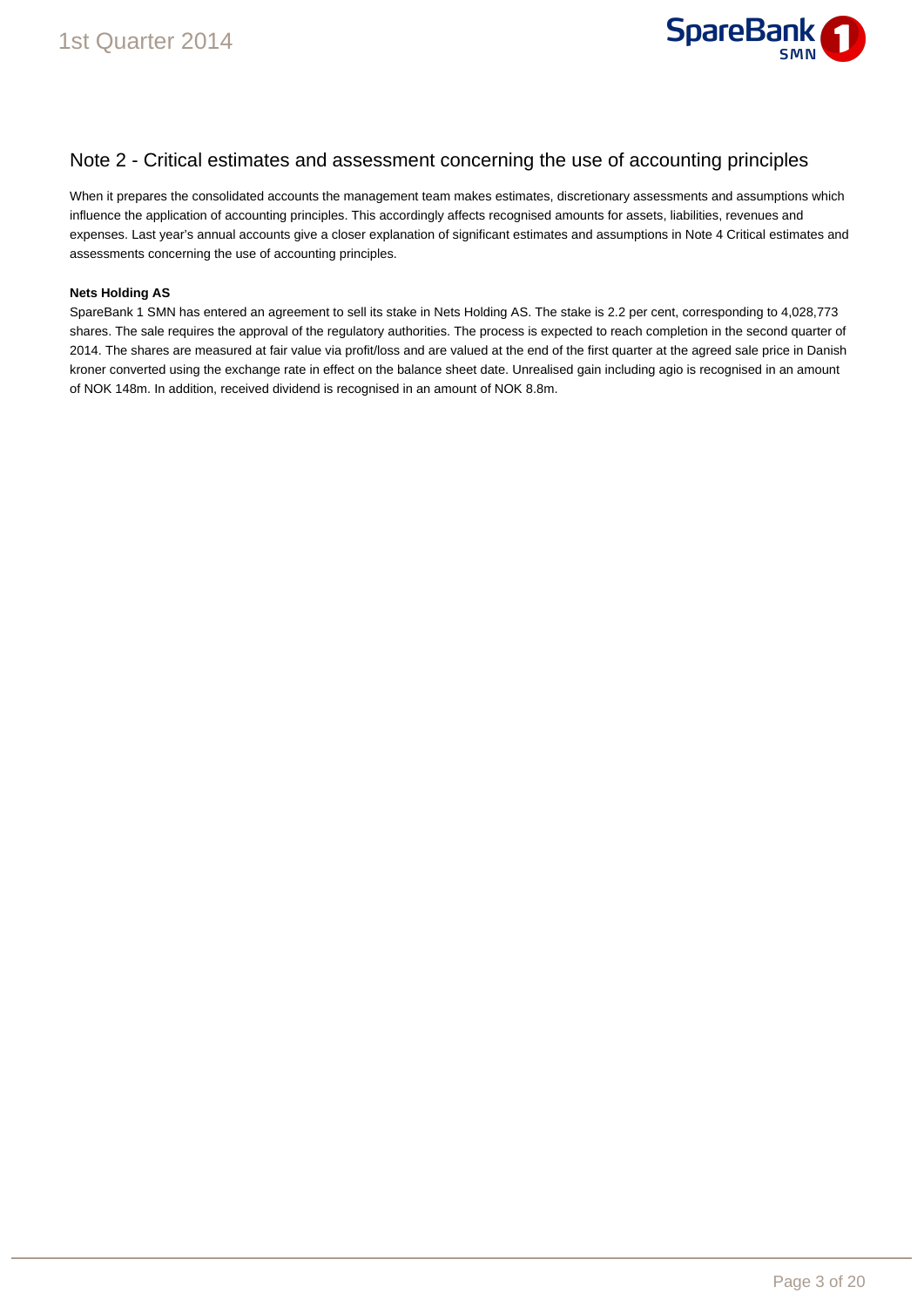## Note 2 - Critical estimates and assessment concerning the use of accounting principles

When it prepares the consolidated accounts the management team makes estimates, discretionary assessments and assumptions which influence the application of accounting principles. This accordingly affects recognised amounts for assets, liabilities, revenues and expenses. Last year's annual accounts give a closer explanation of significant estimates and assumptions in Note 4 Critical estimates and assessments concerning the use of accounting principles.

**Nets Holding AS**

SpareBank 1 SMN has entered an agreement to sell its stake in Nets Holding AS. The stake is 2.2 per cent, corresponding to 4,028,773 shares. The sale requires the approval of the regulatory authorities. The process is expected to reach completion in the second quarter of 2014. The shares are measured at fair value via profit/loss and are valued at the end of the first quarter at the agreed sale price in Danish kroner converted using the exchange rate in effect on the balance sheet date. Unrealised gain including agio is recognised in an amount of NOK 148m. In addition, received dividend is recognised in an amount of NOK 8.8m.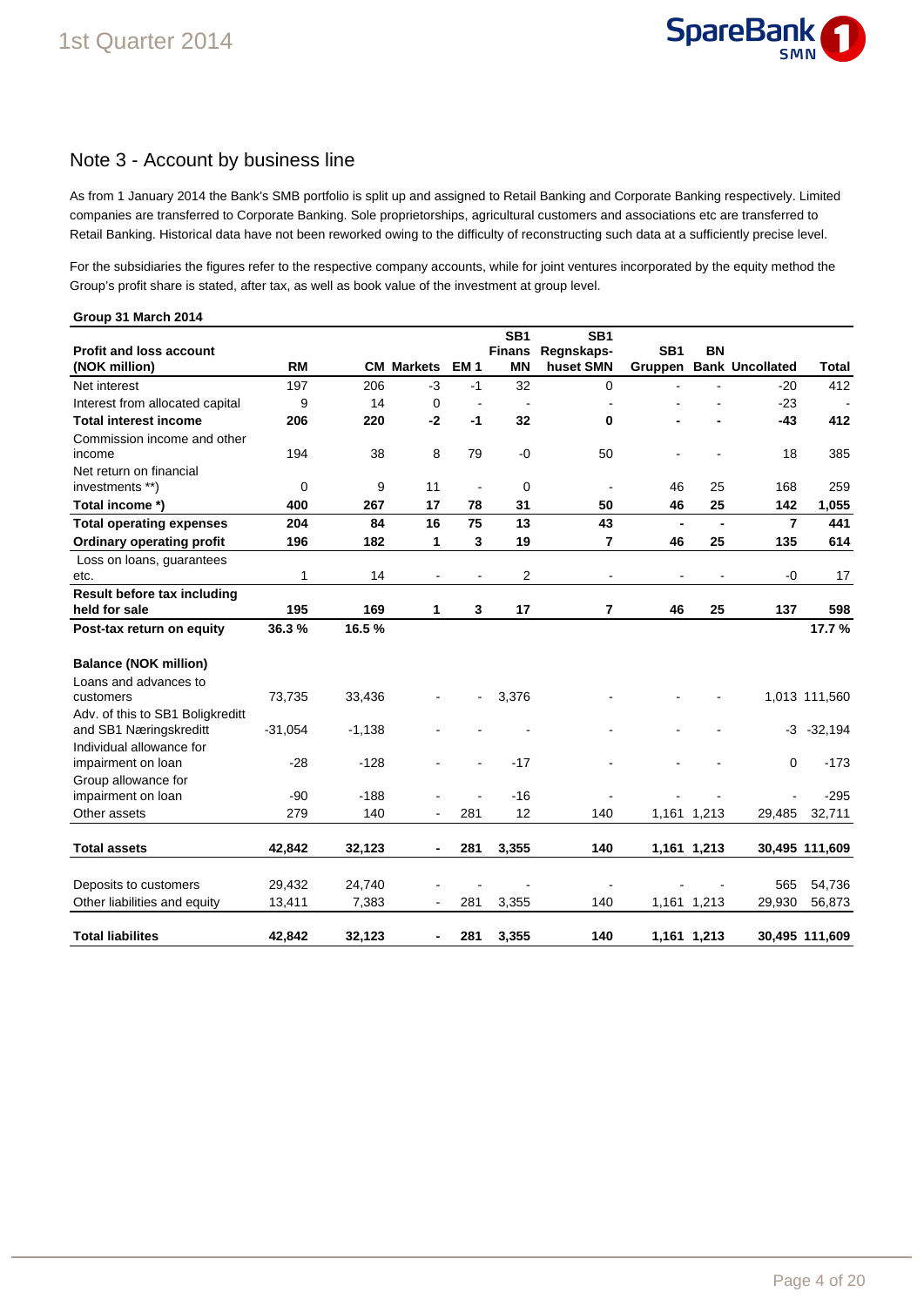## Note 3 - Account by business line

As from 1 January 2014 the Bank's SMB portfolio is split up and assigned to Retail Banking and Corporate Banking respectively. Limited companies are transferred to Corporate Banking. Sole proprietorships, agricultural customers and associations etc are transferred to Retail Banking. Historical data have not been reworked owing to the difficulty of reconstructing such data at a sufficiently precise level.

For the subsidiaries the figures refer to the respective company accounts, while for joint ventures incorporated by the equity method the Group's profit share is stated, after tax, as well as book value of the investment at group level.

**Group 31 March 2014**

| Profit and loss account (NOK million) | RM | CM | Markets | EM 1 | SB1 Finans MN | SB1 Regnskaps-huset SMN | SB1 Gruppen | BN Bank | Uncollated | Total |
|---|---|---|---|---|---|---|---|---|---|---|
| Net interest | 197 | 206 | -3 | -1 | 32 | 0 | - | - | -20 | 412 |
| Interest from allocated capital | 9 | 14 | 0 | - | - | - | - | - | -23 | - |
| **Total interest income** | **206** | **220** | **-2** | **-1** | **32** | **0** | **-** | **-** | **-43** | **412** |
| Commission income and other income | 194 | 38 | 8 | 79 | -0 | 50 | - | - | 18 | 385 |
| Net return on financial investments **) | 0 | 9 | 11 | - | 0 | - | 46 | 25 | 168 | 259 |
| **Total income *)** | **400** | **267** | **17** | **78** | **31** | **50** | **46** | **25** | **142** | **1,055** |
| **Total operating expenses** | **204** | **84** | **16** | **75** | **13** | **43** | **-** | **-** | **7** | **441** |
| **Ordinary operating profit** | **196** | **182** | **1** | **3** | **19** | **7** | **46** | **25** | **135** | **614** |
| Loss on loans, guarantees etc. | 1 | 14 | - | - | 2 | - | - | - | -0 | 17 |
| **Result before tax including held for sale** | **195** | **169** | **1** | **3** | **17** | **7** | **46** | **25** | **137** | **598** |
| **Post-tax return on equity** | **36.3 %** | **16.5 %** | | | | | | | | **17.7 %** |
| | | | | | | | | | | |
| **Balance (NOK million)** | | | | | | | | | | |
| Loans and advances to customers | 73,735 | 33,436 | - | - | 3,376 | - | - | - | 1,013 | 111,560 |
| Adv. of this to SB1 Boligkreditt and SB1 Næringskreditt | -31,054 | -1,138 | - | - | - | - | - | - | -3 | -32,194 |
| Individual allowance for impairment on loan | -28 | -128 | - | - | -17 | - | - | - | 0 | -173 |
| Group allowance for impairment on loan | -90 | -188 | - | - | -16 | - | - | - | - | -295 |
| Other assets | 279 | 140 | - | 281 | 12 | 140 | 1,161 | 1,213 | 29,485 | 32,711 |
| **Total assets** | **42,842** | **32,123** | **-** | **281** | **3,355** | **140** | **1,161** | **1,213** | **30,495** | **111,609** |
| | | | | | | | | | | |
| Deposits to customers | 29,432 | 24,740 | - | - | - | - | - | - | 565 | 54,736 |
| Other liabilities and equity | 13,411 | 7,383 | - | 281 | 3,355 | 140 | 1,161 | 1,213 | 29,930 | 56,873 |
| **Total liabilites** | **42,842** | **32,123** | **-** | **281** | **3,355** | **140** | **1,161** | **1,213** | **30,495** | **111,609** |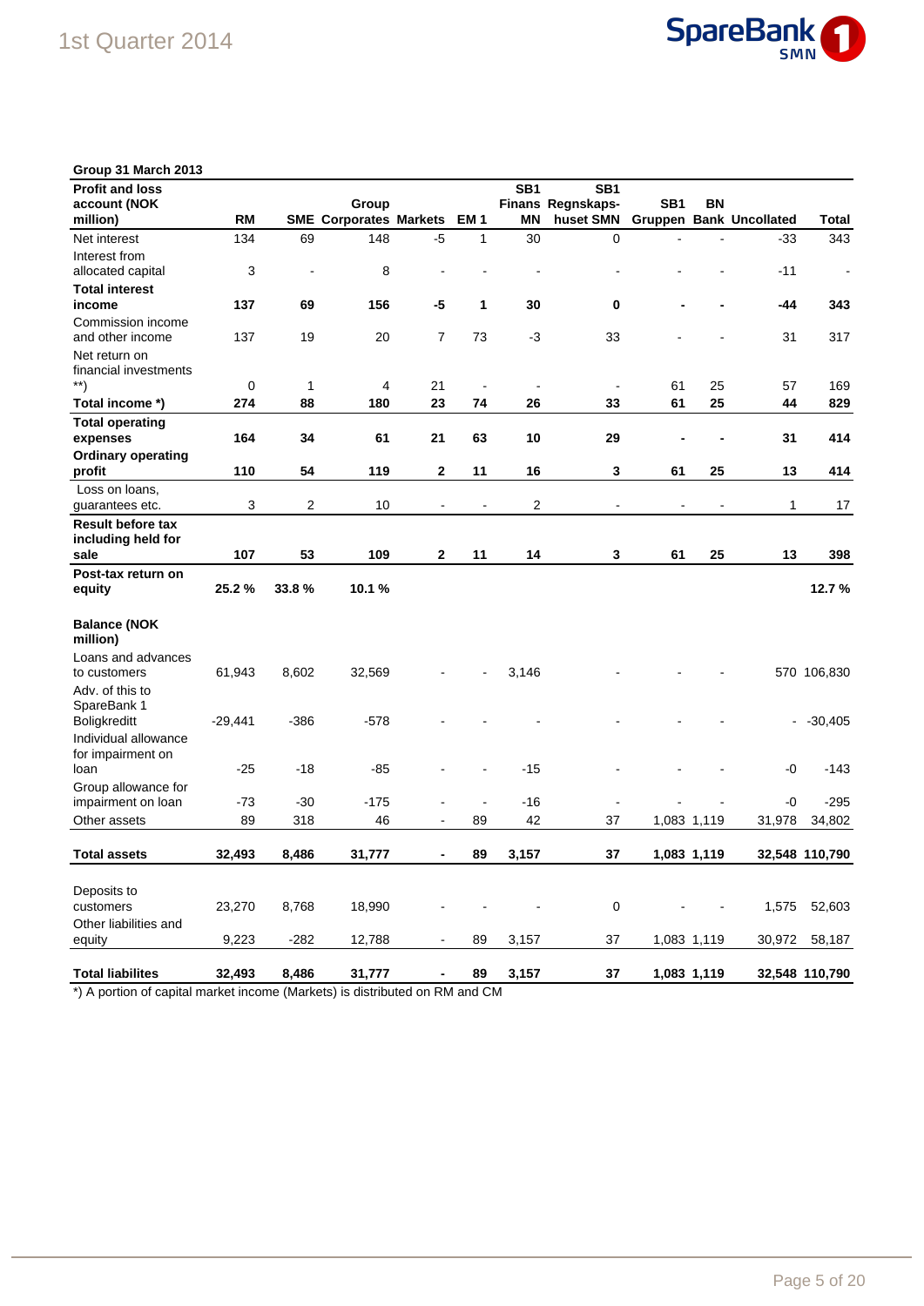**Group 31 March 2013**

| Profit and loss account (NOK million) | RM | SME | Group Corporates | Markets | EM 1 | SB1 Finans MN | SB1 Regnskaps-huset SMN | SB1 Gruppen | BN Bank | Uncollated | Total |
|---|---|---|---|---|---|---|---|---|---|---|---|
| Net interest | 134 | 69 | 148 | -5 | 1 | 30 | 0 | - | - | -33 | 343 |
| Interest from allocated capital | 3 | - | 8 | - | - | - | - | - | - | -11 | - |
| **Total interest income** | **137** | **69** | **156** | **-5** | **1** | **30** | **0** | **-** | **-** | **-44** | **343** |
| Commission income and other income | 137 | 19 | 20 | 7 | 73 | -3 | 33 | - | - | 31 | 317 |
| Net return on financial investments **) | 0 | 1 | 4 | 21 | - | - | - | 61 | 25 | 57 | 169 |
| **Total income *)** | **274** | **88** | **180** | **23** | **74** | **26** | **33** | **61** | **25** | **44** | **829** |
| **Total operating expenses** | **164** | **34** | **61** | **21** | **63** | **10** | **29** | **-** | **-** | **31** | **414** |
| **Ordinary operating profit** | **110** | **54** | **119** | **2** | **11** | **16** | **3** | **61** | **25** | **13** | **414** |
| Loss on loans, guarantees etc. | 3 | 2 | 10 | - | - | 2 | - | - | - | 1 | 17 |
| **Result before tax including held for sale** | **107** | **53** | **109** | **2** | **11** | **14** | **3** | **61** | **25** | **13** | **398** |
| **Post-tax return on equity** | **25.2 %** | **33.8 %** | **10.1 %** | | | | | | | | **12.7 %** |
| | | | | | | | | | | | |
| **Balance (NOK million)** | | | | | | | | | | | |
| Loans and advances to customers | 61,943 | 8,602 | 32,569 | - | - | 3,146 | - | - | - | 570 | 106,830 |
| Adv. of this to SpareBank 1 Boligkreditt | -29,441 | -386 | -578 | - | - | - | - | - | - | - | -30,405 |
| Individual allowance for impairment on loan | -25 | -18 | -85 | - | - | -15 | - | - | - | -0 | -143 |
| Group allowance for impairment on loan | -73 | -30 | -175 | - | - | -16 | - | - | - | -0 | -295 |
| Other assets | 89 | 318 | 46 | - | 89 | 42 | 37 | 1,083 | 1,119 | 31,978 | 34,802 |
| **Total assets** | **32,493** | **8,486** | **31,777** | **-** | **89** | **3,157** | **37** | **1,083** | **1,119** | **32,548** | **110,790** |
| | | | | | | | | | | | |
| Deposits to customers | 23,270 | 8,768 | 18,990 | - | - | - | 0 | - | - | 1,575 | 52,603 |
| Other liabilities and equity | 9,223 | -282 | 12,788 | - | 89 | 3,157 | 37 | 1,083 | 1,119 | 30,972 | 58,187 |
| **Total liabilites** | **32,493** | **8,486** | **31,777** | **-** | **89** | **3,157** | **37** | **1,083** | **1,119** | **32,548** | **110,790** |

*) A portion of capital market income (Markets) is distributed on RM and CM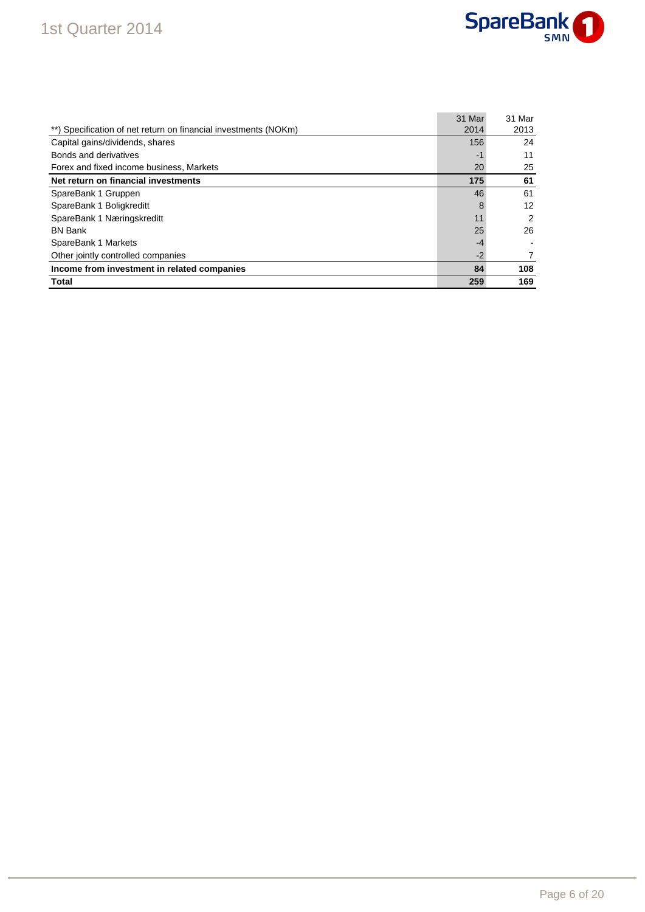| **) Specification of net return on financial investments (NOKm) | 31 Mar 2014 | 31 Mar 2013 |
|---|---|---|
| Capital gains/dividends, shares | 156 | 24 |
| Bonds and derivatives | -1 | 11 |
| Forex and fixed income business, Markets | 20 | 25 |
| **Net return on financial investments** | **175** | **61** |
| SpareBank 1 Gruppen | 46 | 61 |
| SpareBank 1 Boligkreditt | 8 | 12 |
| SpareBank 1 Næringskreditt | 11 | 2 |
| BN Bank | 25 | 26 |
| SpareBank 1 Markets | -4 | - |
| Other jointly controlled companies | -2 | 7 |
| **Income from investment in related companies** | **84** | **108** |
| **Total** | **259** | **169** |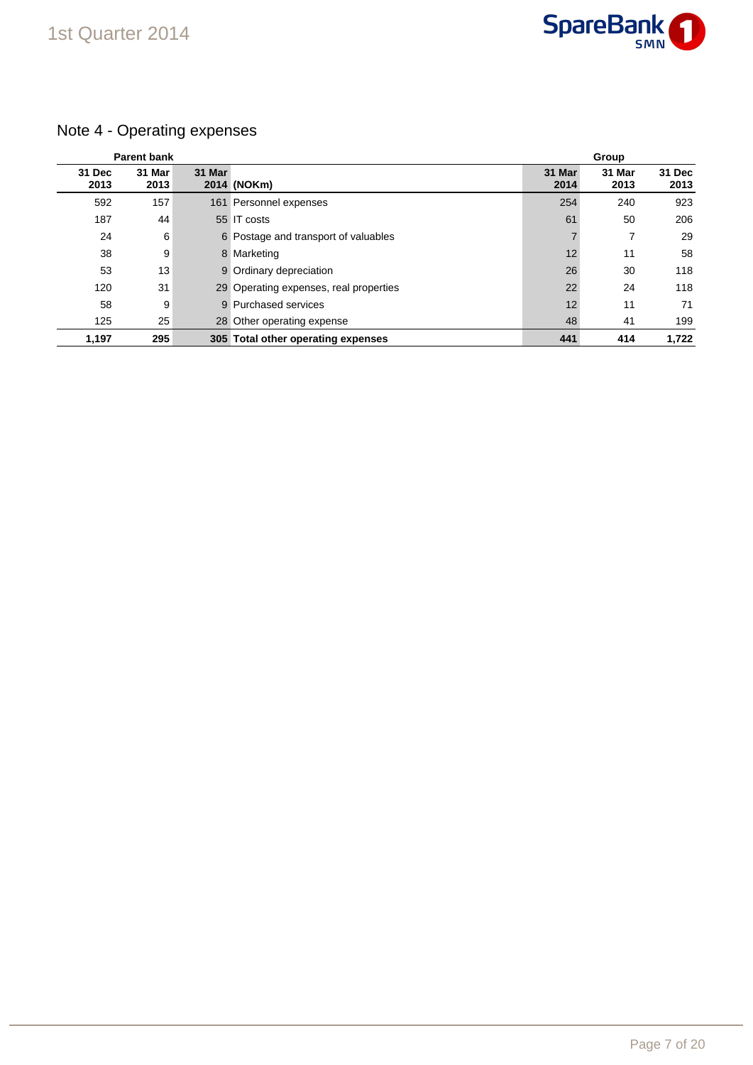## Note 4 - Operating expenses

| Parent bank | | | | Group | | |
|---|---|---|---|---|---|---|
| 31 Dec 2013 | 31 Mar 2013 | 31 Mar 2014 | (NOKm) | 31 Mar 2014 | 31 Mar 2013 | 31 Dec 2013 |
| 592 | 157 | 161 | Personnel expenses | 254 | 240 | 923 |
| 187 | 44 | 55 | IT costs | 61 | 50 | 206 |
| 24 | 6 | 6 | Postage and transport of valuables | 7 | 7 | 29 |
| 38 | 9 | 8 | Marketing | 12 | 11 | 58 |
| 53 | 13 | 9 | Ordinary depreciation | 26 | 30 | 118 |
| 120 | 31 | 29 | Operating expenses, real properties | 22 | 24 | 118 |
| 58 | 9 | 9 | Purchased services | 12 | 11 | 71 |
| 125 | 25 | 28 | Other operating expense | 48 | 41 | 199 |
| **1,197** | **295** | **305** | **Total other operating expenses** | **441** | **414** | **1,722** |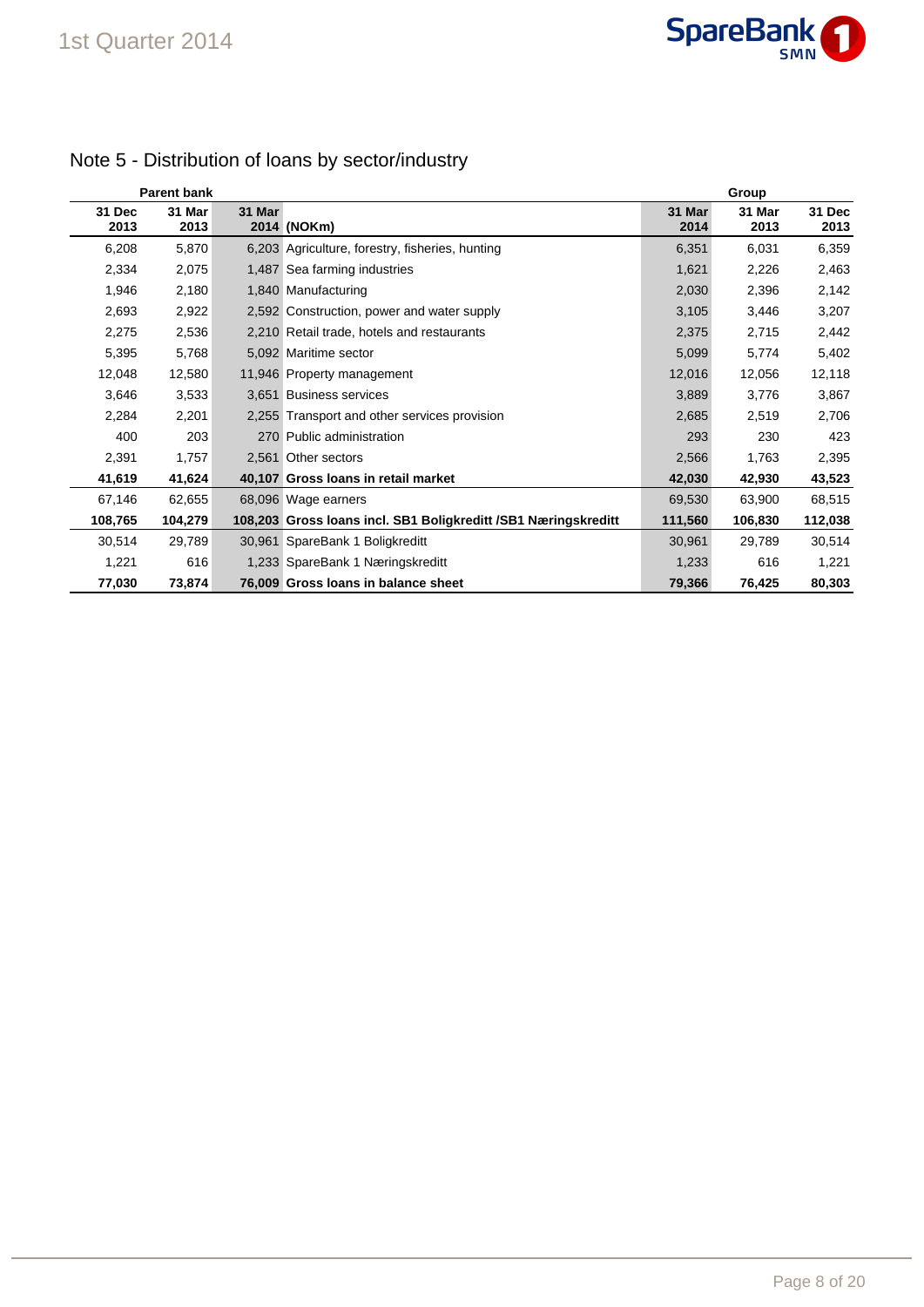## Note 5 - Distribution of loans by sector/industry

| Parent bank | | | | Group | | |
|---|---|---|---|---|---|---|
| 31 Dec 2013 | 31 Mar 2013 | 31 Mar 2014 | (NOKm) | 31 Mar 2014 | 31 Mar 2013 | 31 Dec 2013 |
| 6,208 | 5,870 | 6,203 | Agriculture, forestry, fisheries, hunting | 6,351 | 6,031 | 6,359 |
| 2,334 | 2,075 | 1,487 | Sea farming industries | 1,621 | 2,226 | 2,463 |
| 1,946 | 2,180 | 1,840 | Manufacturing | 2,030 | 2,396 | 2,142 |
| 2,693 | 2,922 | 2,592 | Construction, power and water supply | 3,105 | 3,446 | 3,207 |
| 2,275 | 2,536 | 2,210 | Retail trade, hotels and restaurants | 2,375 | 2,715 | 2,442 |
| 5,395 | 5,768 | 5,092 | Maritime sector | 5,099 | 5,774 | 5,402 |
| 12,048 | 12,580 | 11,946 | Property management | 12,016 | 12,056 | 12,118 |
| 3,646 | 3,533 | 3,651 | Business services | 3,889 | 3,776 | 3,867 |
| 2,284 | 2,201 | 2,255 | Transport and other services provision | 2,685 | 2,519 | 2,706 |
| 400 | 203 | 270 | Public administration | 293 | 230 | 423 |
| 2,391 | 1,757 | 2,561 | Other sectors | 2,566 | 1,763 | 2,395 |
| **41,619** | **41,624** | **40,107** | **Gross loans in retail market** | **42,030** | **42,930** | **43,523** |
| 67,146 | 62,655 | 68,096 | Wage earners | 69,530 | 63,900 | 68,515 |
| **108,765** | **104,279** | **108,203** | **Gross loans incl. SB1 Boligkreditt /SB1 Næringskreditt** | **111,560** | **106,830** | **112,038** |
| 30,514 | 29,789 | 30,961 | SpareBank 1 Boligkreditt | 30,961 | 29,789 | 30,514 |
| 1,221 | 616 | 1,233 | SpareBank 1 Næringskreditt | 1,233 | 616 | 1,221 |
| **77,030** | **73,874** | **76,009** | **Gross loans in balance sheet** | **79,366** | **76,425** | **80,303** |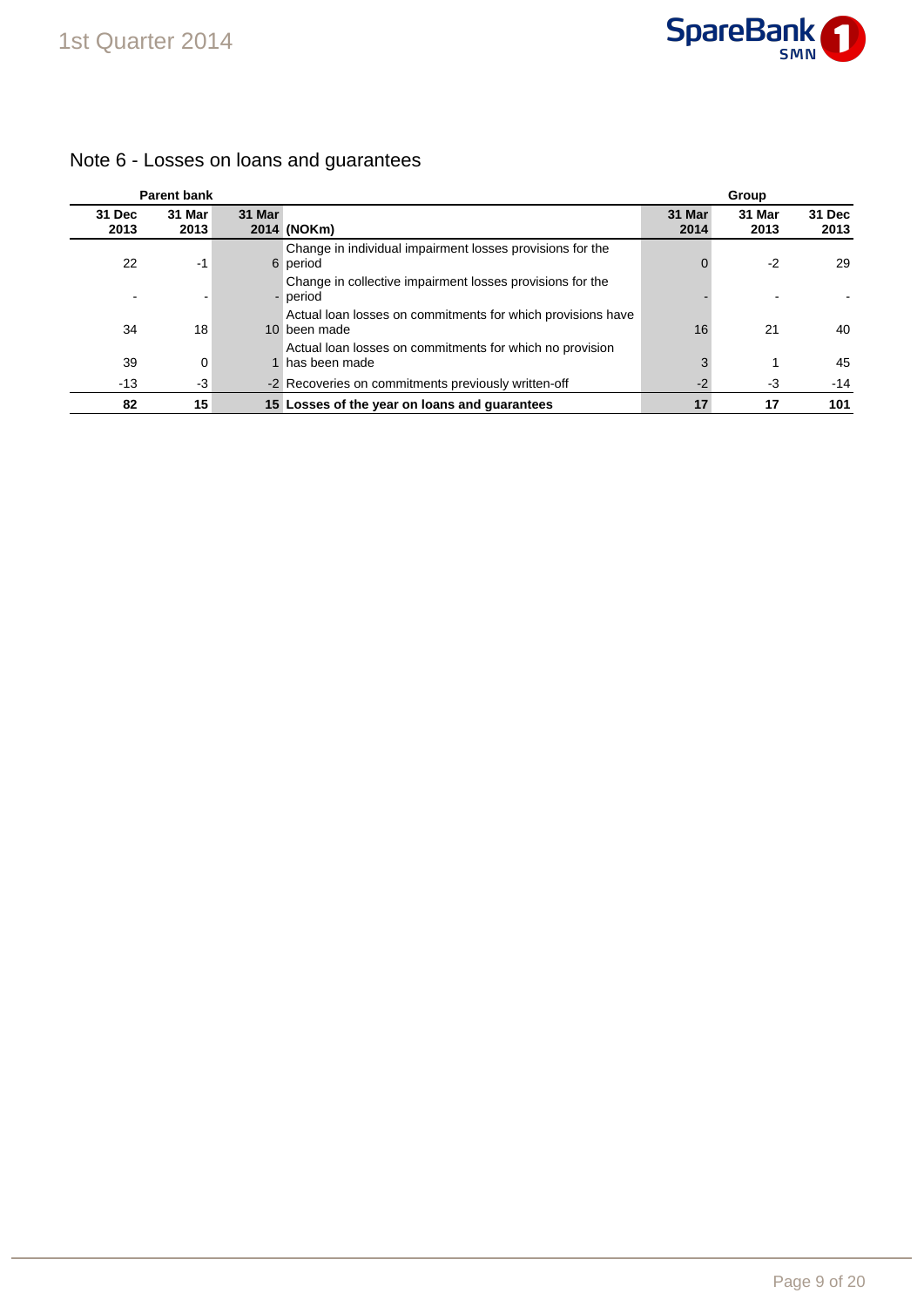## Note 6 - Losses on loans and guarantees

| Parent bank | | | | Group | | |
|---|---|---|---|---|---|---|
| 31 Dec 2013 | 31 Mar 2013 | 31 Mar 2014 | (NOKm) | 31 Mar 2014 | 31 Mar 2013 | 31 Dec 2013 |
| 22 | -1 | 6 | Change in individual impairment losses provisions for the period | 0 | -2 | 29 |
| - | - | - | Change in collective impairment losses provisions for the period | - | - | - |
| 34 | 18 | 10 | Actual loan losses on commitments for which provisions have been made | 16 | 21 | 40 |
| 39 | 0 | 1 | Actual loan losses on commitments for which no provision has been made | 3 | 1 | 45 |
| -13 | -3 | -2 | Recoveries on commitments previously written-off | -2 | -3 | -14 |
| **82** | **15** | **15** | **Losses of the year on loans and guarantees** | **17** | **17** | **101** |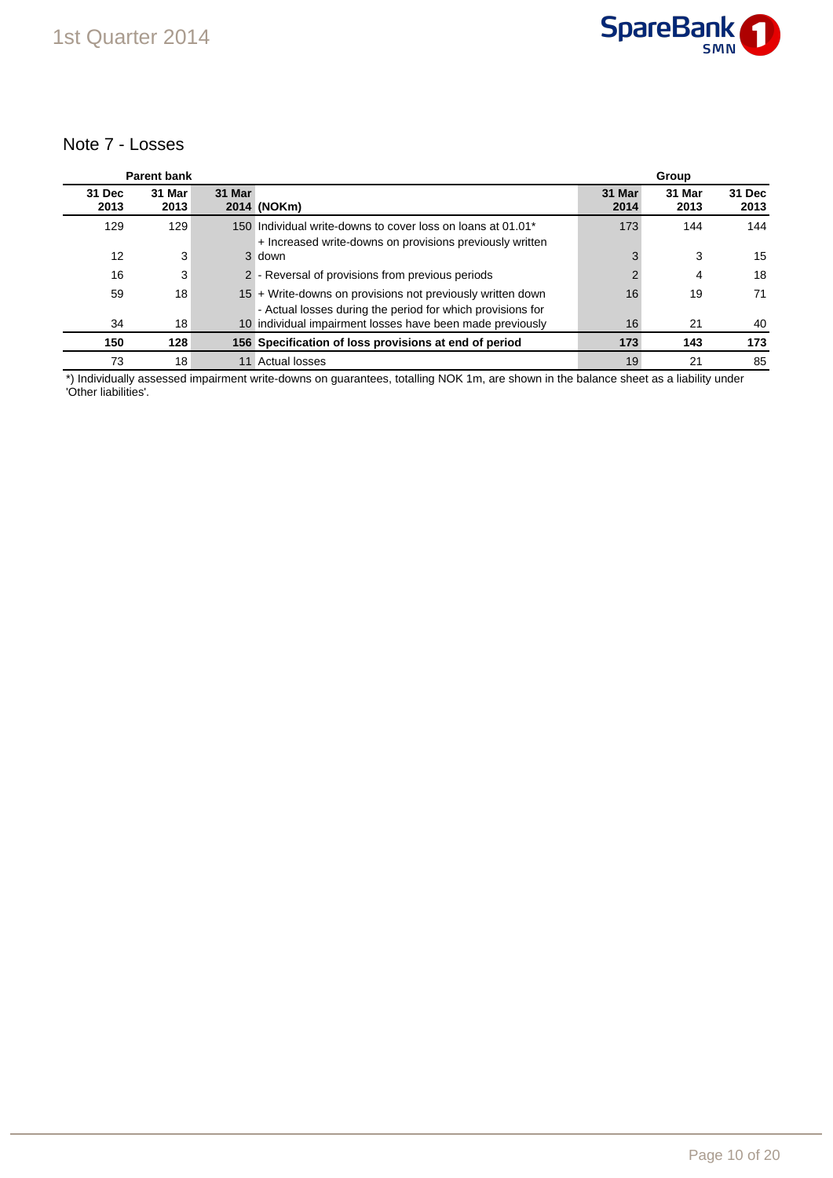## Note 7 - Losses

| Parent bank | | | | Group | | |
|---|---|---|---|---|---|---|
| 31 Dec 2013 | 31 Mar 2013 | 31 Mar 2014 | (NOKm) | 31 Mar 2014 | 31 Mar 2013 | 31 Dec 2013 |
| 129 | 129 | 150 | Individual write-downs to cover loss on loans at 01.01* | 173 | 144 | 144 |
| 12 | 3 | 3 | + Increased write-downs on provisions previously written down | 3 | 3 | 15 |
| 16 | 3 | 2 | - Reversal of provisions from previous periods | 2 | 4 | 18 |
| 59 | 18 | 15 | + Write-downs on provisions not previously written down | 16 | 19 | 71 |
| 34 | 18 | 10 | - Actual losses during the period for which provisions for individual impairment losses have been made previously | 16 | 21 | 40 |
| **150** | **128** | **156** | **Specification of loss provisions at end of period** | **173** | **143** | **173** |
| 73 | 18 | 11 | Actual losses | 19 | 21 | 85 |

*) Individually assessed impairment write-downs on guarantees, totalling NOK 1m, are shown in the balance sheet as a liability under 'Other liabilities'.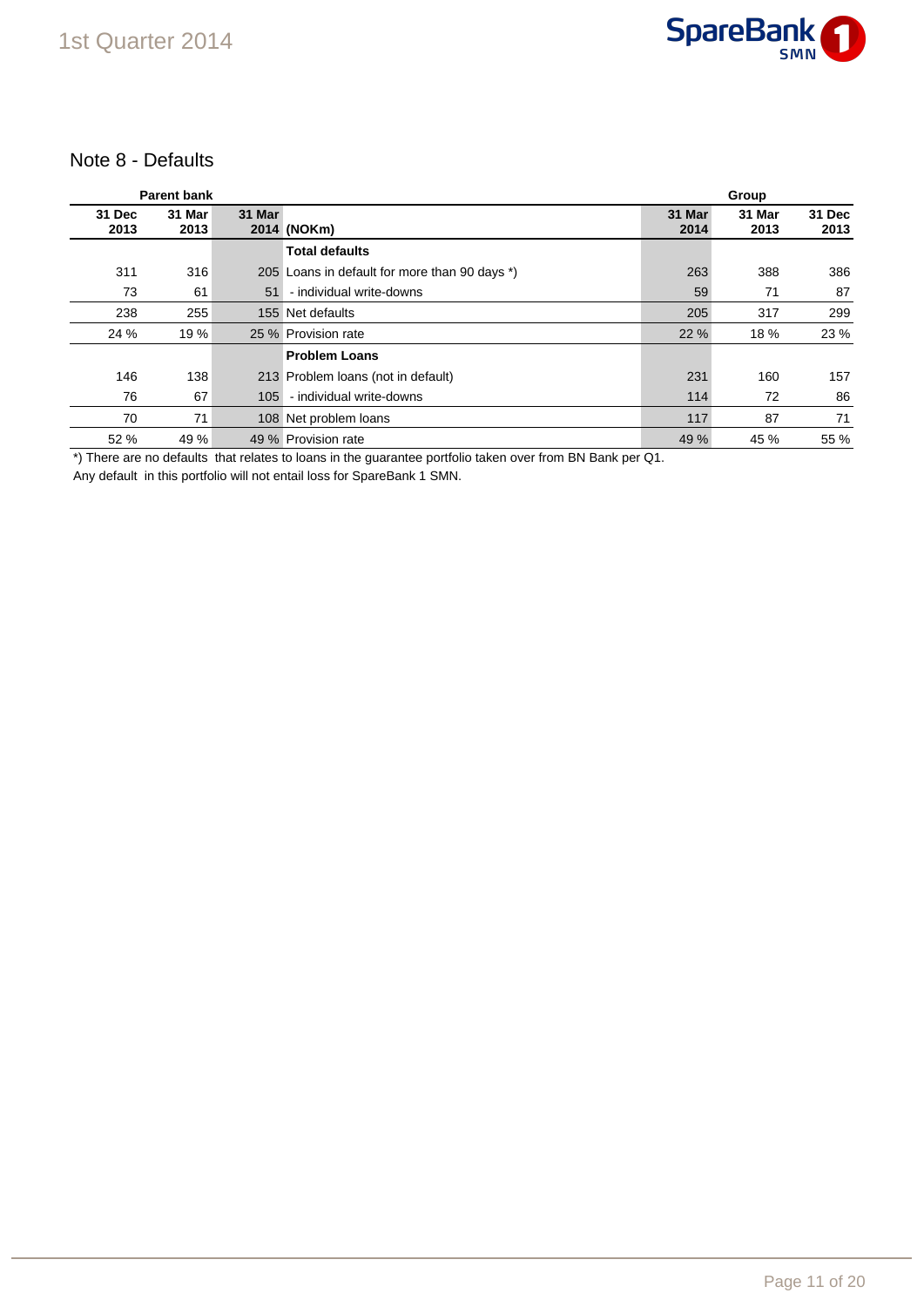## Note 8 - Defaults

| Parent bank | | | | Group | | |
|---|---|---|---|---|---|---|
| 31 Dec 2013 | 31 Mar 2013 | 31 Mar 2014 | (NOKm) | 31 Mar 2014 | 31 Mar 2013 | 31 Dec 2013 |
| | | | **Total defaults** | | | |
| 311 | 316 | 205 | Loans in default for more than 90 days *) | 263 | 388 | 386 |
| 73 | 61 | 51 | - individual write-downs | 59 | 71 | 87 |
| 238 | 255 | 155 | Net defaults | 205 | 317 | 299 |
| 24 % | 19 % | 25 % | Provision rate | 22 % | 18 % | 23 % |
| | | | **Problem Loans** | | | |
| 146 | 138 | 213 | Problem loans (not in default) | 231 | 160 | 157 |
| 76 | 67 | 105 | - individual write-downs | 114 | 72 | 86 |
| 70 | 71 | 108 | Net problem loans | 117 | 87 | 71 |
| 52 % | 49 % | 49 % | Provision rate | 49 % | 45 % | 55 % |

*) There are no defaults that relates to loans in the guarantee portfolio taken over from BN Bank per Q1.

Any default in this portfolio will not entail loss for SpareBank 1 SMN.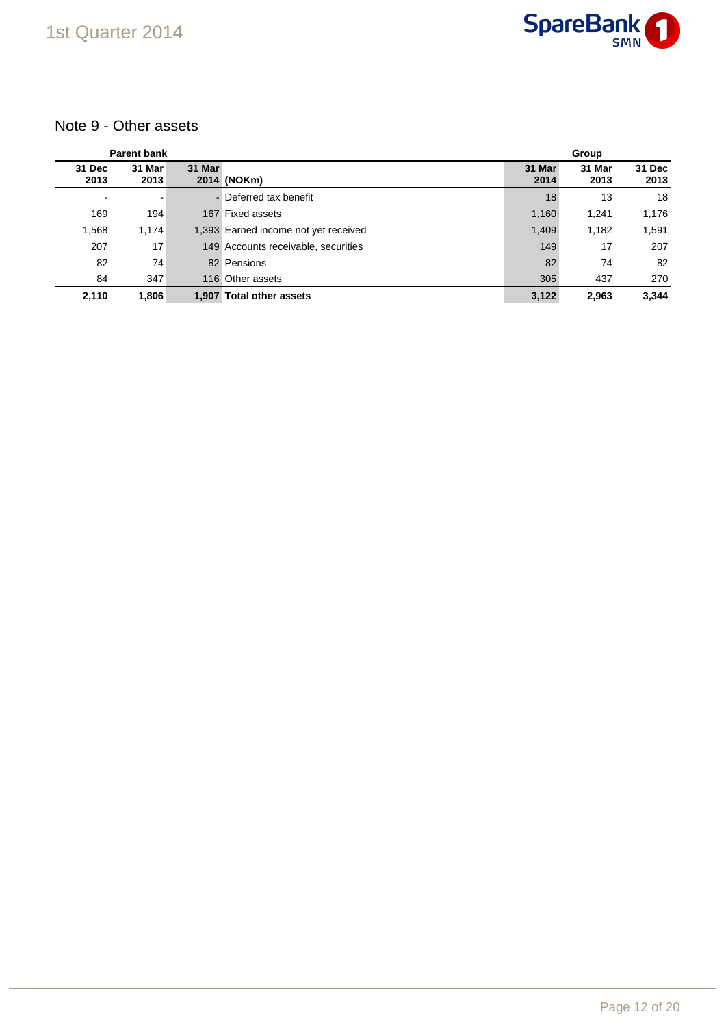## Note 9 - Other assets

| Parent bank | | | | Group | | |
|---|---|---|---|---|---|---|
| 31 Dec 2013 | 31 Mar 2013 | 31 Mar 2014 | (NOKm) | 31 Mar 2014 | 31 Mar 2013 | 31 Dec 2013 |
| - | - | - | Deferred tax benefit | 18 | 13 | 18 |
| 169 | 194 | 167 | Fixed assets | 1,160 | 1,241 | 1,176 |
| 1,568 | 1,174 | 1,393 | Earned income not yet received | 1,409 | 1,182 | 1,591 |
| 207 | 17 | 149 | Accounts receivable, securities | 149 | 17 | 207 |
| 82 | 74 | 82 | Pensions | 82 | 74 | 82 |
| 84 | 347 | 116 | Other assets | 305 | 437 | 270 |
| **2,110** | **1,806** | **1,907** | **Total other assets** | **3,122** | **2,963** | **3,344** |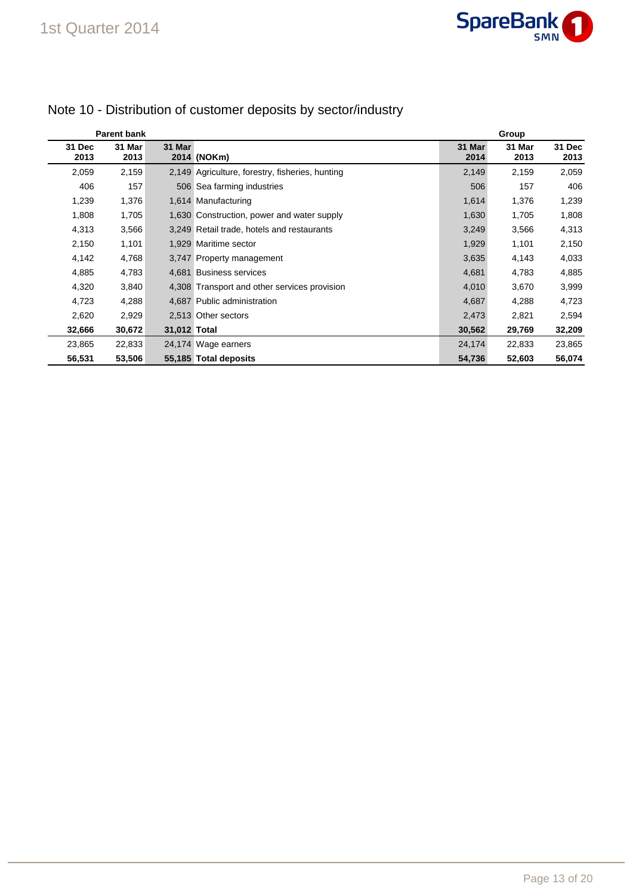# Note 10 - Distribution of customer deposits by sector/industry

| Parent bank | | | | Group | | |
|---|---|---|---|---|---|---|
| 31 Dec 2013 | 31 Mar 2013 | 31 Mar 2014 | (NOKm) | 31 Mar 2014 | 31 Mar 2013 | 31 Dec 2013 |
| 2,059 | 2,159 | 2,149 | Agriculture, forestry, fisheries, hunting | 2,149 | 2,159 | 2,059 |
| 406 | 157 | 506 | Sea farming industries | 506 | 157 | 406 |
| 1,239 | 1,376 | 1,614 | Manufacturing | 1,614 | 1,376 | 1,239 |
| 1,808 | 1,705 | 1,630 | Construction, power and water supply | 1,630 | 1,705 | 1,808 |
| 4,313 | 3,566 | 3,249 | Retail trade, hotels and restaurants | 3,249 | 3,566 | 4,313 |
| 2,150 | 1,101 | 1,929 | Maritime sector | 1,929 | 1,101 | 2,150 |
| 4,142 | 4,768 | 3,747 | Property management | 3,635 | 4,143 | 4,033 |
| 4,885 | 4,783 | 4,681 | Business services | 4,681 | 4,783 | 4,885 |
| 4,320 | 3,840 | 4,308 | Transport and other services provision | 4,010 | 3,670 | 3,999 |
| 4,723 | 4,288 | 4,687 | Public administration | 4,687 | 4,288 | 4,723 |
| 2,620 | 2,929 | 2,513 | Other sectors | 2,473 | 2,821 | 2,594 |
| **32,666** | **30,672** | **31,012** | **Total** | **30,562** | **29,769** | **32,209** |
| 23,865 | 22,833 | 24,174 | Wage earners | 24,174 | 22,833 | 23,865 |
| **56,531** | **53,506** | **55,185** | **Total deposits** | **54,736** | **52,603** | **56,074** |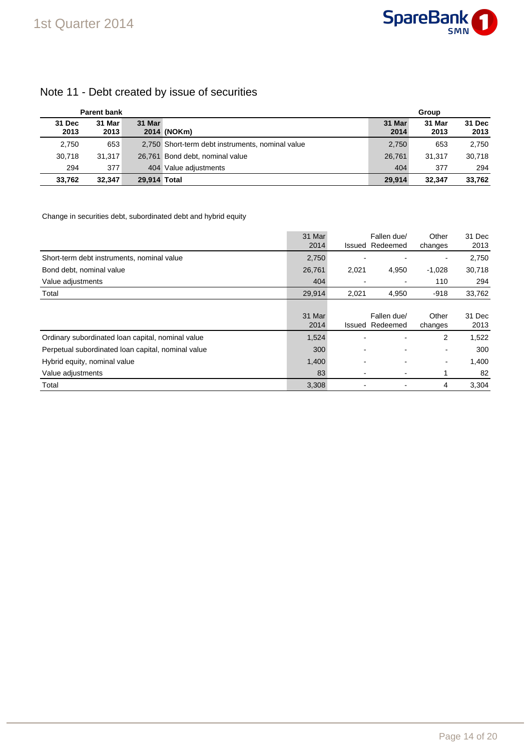# Note 11 - Debt created by issue of securities

| Parent bank | | | | Group | | |
|---|---|---|---|---|---|---|
| **31 Dec 2013** | **31 Mar 2013** | **31 Mar 2014** | **(NOKm)** | **31 Mar 2014** | **31 Mar 2013** | **31 Dec 2013** |
| 2,750 | 653 | 2,750 | Short-term debt instruments, nominal value | 2,750 | 653 | 2,750 |
| 30,718 | 31,317 | 26,761 | Bond debt, nominal value | 26,761 | 31,317 | 30,718 |
| 294 | 377 | 404 | Value adjustments | 404 | 377 | 294 |
| **33,762** | **32,347** | **29,914** | **Total** | **29,914** | **32,347** | **33,762** |

Change in securities debt, subordinated debt and hybrid equity

| | 31 Mar 2014 | Issued | Fallen due/ Redeemed | Other changes | 31 Dec 2013 |
|---|---|---|---|---|---|
| Short-term debt instruments, nominal value | 2,750 | - | - | - | 2,750 |
| Bond debt, nominal value | 26,761 | 2,021 | 4,950 | -1,028 | 30,718 |
| Value adjustments | 404 | - | - | 110 | 294 |
| Total | 29,914 | 2,021 | 4,950 | -918 | 33,762 |

| | 31 Mar 2014 | Issued | Fallen due/ Redeemed | Other changes | 31 Dec 2013 |
|---|---|---|---|---|---|
| Ordinary subordinated loan capital, nominal value | 1,524 | - | - | 2 | 1,522 |
| Perpetual subordinated loan capital, nominal value | 300 | - | - | - | 300 |
| Hybrid equity, nominal value | 1,400 | - | - | - | 1,400 |
| Value adjustments | 83 | - | - | 1 | 82 |
| Total | 3,308 | - | - | 4 | 3,304 |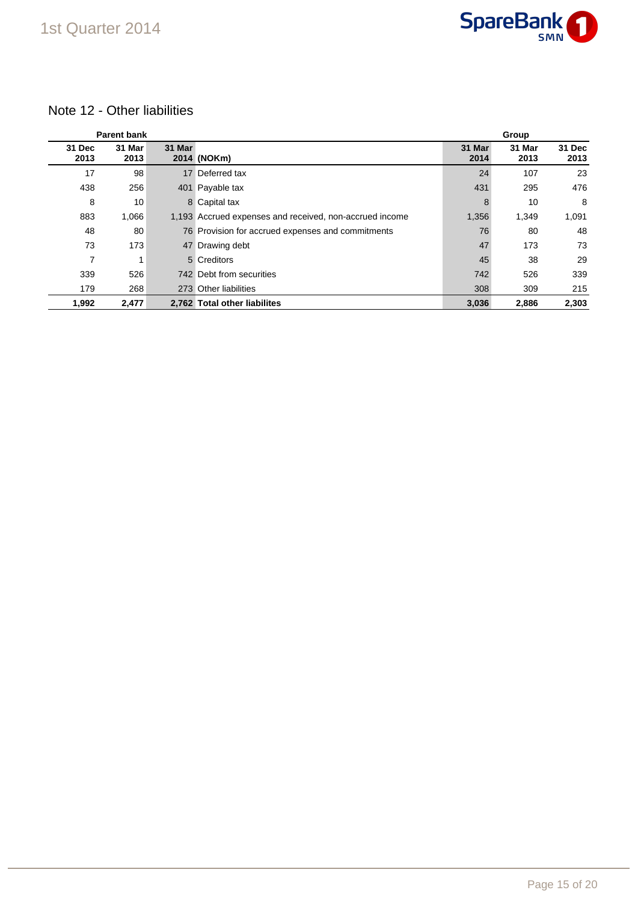## Note 12 - Other liabilities

| Parent bank | | | | Group | | |
|---|---|---|---|---|---|---|
| 31 Dec 2013 | 31 Mar 2013 | 31 Mar 2014 | (NOKm) | 31 Mar 2014 | 31 Mar 2013 | 31 Dec 2013 |
| 17 | 98 | 17 | Deferred tax | 24 | 107 | 23 |
| 438 | 256 | 401 | Payable tax | 431 | 295 | 476 |
| 8 | 10 | 8 | Capital tax | 8 | 10 | 8 |
| 883 | 1,066 | 1,193 | Accrued expenses and received, non-accrued income | 1,356 | 1,349 | 1,091 |
| 48 | 80 | 76 | Provision for accrued expenses and commitments | 76 | 80 | 48 |
| 73 | 173 | 47 | Drawing debt | 47 | 173 | 73 |
| 7 | 1 | 5 | Creditors | 45 | 38 | 29 |
| 339 | 526 | 742 | Debt from securities | 742 | 526 | 339 |
| 179 | 268 | 273 | Other liabilities | 308 | 309 | 215 |
| **1,992** | **2,477** | **2,762** | **Total other liabilites** | **3,036** | **2,886** | **2,303** |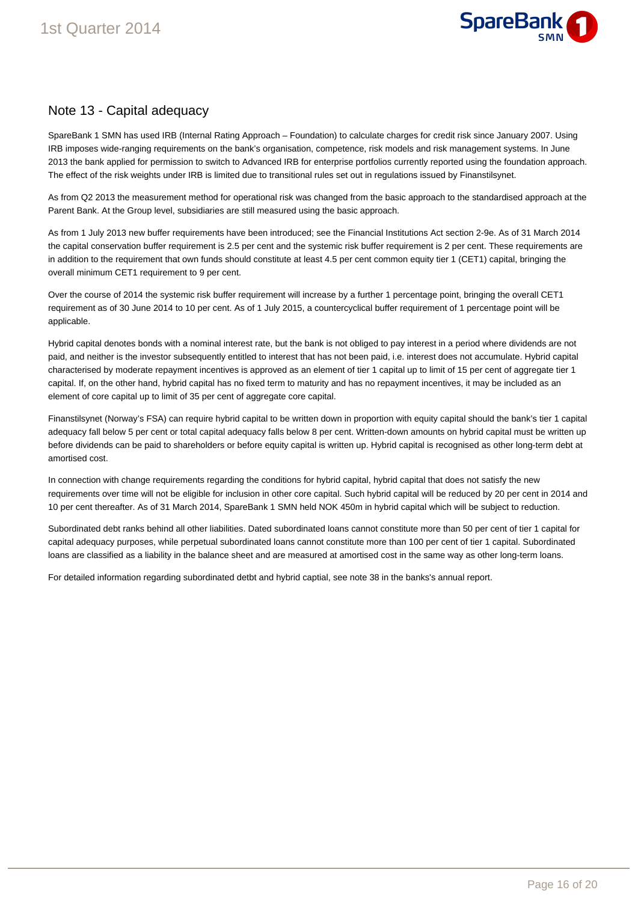## Note 13 - Capital adequacy

SpareBank 1 SMN has used IRB (Internal Rating Approach – Foundation) to calculate charges for credit risk since January 2007. Using IRB imposes wide-ranging requirements on the bank's organisation, competence, risk models and risk management systems. In June 2013 the bank applied for permission to switch to Advanced IRB for enterprise portfolios currently reported using the foundation approach. The effect of the risk weights under IRB is limited due to transitional rules set out in regulations issued by Finanstilsynet.

As from Q2 2013 the measurement method for operational risk was changed from the basic approach to the standardised approach at the Parent Bank. At the Group level, subsidiaries are still measured using the basic approach.

As from 1 July 2013 new buffer requirements have been introduced; see the Financial Institutions Act section 2-9e. As of 31 March 2014 the capital conservation buffer requirement is 2.5 per cent and the systemic risk buffer requirement is 2 per cent. These requirements are in addition to the requirement that own funds should constitute at least 4.5 per cent common equity tier 1 (CET1) capital, bringing the overall minimum CET1 requirement to 9 per cent.

Over the course of 2014 the systemic risk buffer requirement will increase by a further 1 percentage point, bringing the overall CET1 requirement as of 30 June 2014 to 10 per cent. As of 1 July 2015, a countercyclical buffer requirement of 1 percentage point will be applicable.

Hybrid capital denotes bonds with a nominal interest rate, but the bank is not obliged to pay interest in a period where dividends are not paid, and neither is the investor subsequently entitled to interest that has not been paid, i.e. interest does not accumulate. Hybrid capital characterised by moderate repayment incentives is approved as an element of tier 1 capital up to limit of 15 per cent of aggregate tier 1 capital. If, on the other hand, hybrid capital has no fixed term to maturity and has no repayment incentives, it may be included as an element of core capital up to limit of 35 per cent of aggregate core capital.

Finanstilsynet (Norway's FSA) can require hybrid capital to be written down in proportion with equity capital should the bank's tier 1 capital adequacy fall below 5 per cent or total capital adequacy falls below 8 per cent. Written-down amounts on hybrid capital must be written up before dividends can be paid to shareholders or before equity capital is written up. Hybrid capital is recognised as other long-term debt at amortised cost.

In connection with change requirements regarding the conditions for hybrid capital, hybrid capital that does not satisfy the new requirements over time will not be eligible for inclusion in other core capital. Such hybrid capital will be reduced by 20 per cent in 2014 and 10 per cent thereafter. As of 31 March 2014, SpareBank 1 SMN held NOK 450m in hybrid capital which will be subject to reduction.

Subordinated debt ranks behind all other liabilities. Dated subordinated loans cannot constitute more than 50 per cent of tier 1 capital for capital adequacy purposes, while perpetual subordinated loans cannot constitute more than 100 per cent of tier 1 capital. Subordinated loans are classified as a liability in the balance sheet and are measured at amortised cost in the same way as other long-term loans.

For detailed information regarding subordinated detbt and hybrid captial, see note 38 in the banks's annual report.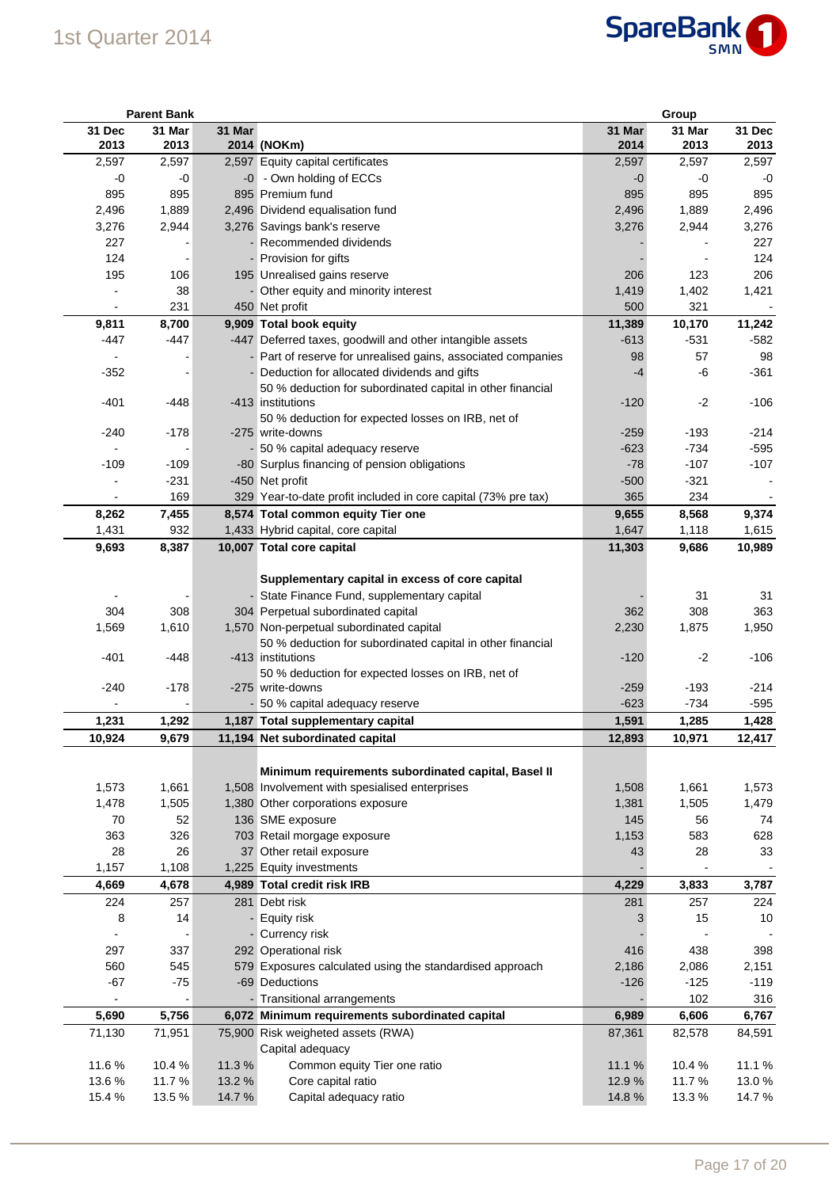| Parent Bank | | | | Group | | |
|---|---|---|---|---|---|---|
| 31 Dec 2013 | 31 Mar 2013 | 31 Mar 2014 | (NOKm) | 31 Mar 2014 | 31 Mar 2013 | 31 Dec 2013 |
| 2,597 | 2,597 | 2,597 | Equity capital certificates | 2,597 | 2,597 | 2,597 |
| -0 | -0 | -0 | - Own holding of ECCs | -0 | -0 | -0 |
| 895 | 895 | 895 | Premium fund | 895 | 895 | 895 |
| 2,496 | 1,889 | 2,496 | Dividend equalisation fund | 2,496 | 1,889 | 2,496 |
| 3,276 | 2,944 | 3,276 | Savings bank's reserve | 3,276 | 2,944 | 3,276 |
| 227 | - | - | Recommended dividends | - | - | 227 |
| 124 | - | - | Provision for gifts | - | - | 124 |
| 195 | 106 | 195 | Unrealised gains reserve | 206 | 123 | 206 |
| - | 38 | - | Other equity and minority interest | 1,419 | 1,402 | 1,421 |
| - | 231 | 450 | Net profit | 500 | 321 | - |
| **9,811** | **8,700** | **9,909** | **Total book equity** | **11,389** | **10,170** | **11,242** |
| -447 | -447 | -447 | Deferred taxes, goodwill and other intangible assets | -613 | -531 | -582 |
| - | - | - | Part of reserve for unrealised gains, associated companies | 98 | 57 | 98 |
| -352 | - | - | Deduction for allocated dividends and gifts | -4 | -6 | -361 |
| -401 | -448 | -413 | 50 % deduction for subordinated capital in other financial institutions | -120 | -2 | -106 |
| -240 | -178 | -275 | 50 % deduction for expected losses on IRB, net of write-downs | -259 | -193 | -214 |
| - | - | - | 50 % capital adequacy reserve | -623 | -734 | -595 |
| -109 | -109 | -80 | Surplus financing of pension obligations | -78 | -107 | -107 |
| - | -231 | -450 | Net profit | -500 | -321 | - |
| - | 169 | 329 | Year-to-date profit included in core capital (73% pre tax) | 365 | 234 | - |
| **8,262** | **7,455** | **8,574** | **Total common equity Tier one** | **9,655** | **8,568** | **9,374** |
| 1,431 | 932 | 1,433 | Hybrid capital, core capital | 1,647 | 1,118 | 1,615 |
| **9,693** | **8,387** | **10,007** | **Total core capital** | **11,303** | **9,686** | **10,989** |
| | | | **Supplementary capital in excess of core capital** | | | |
| - | - | - | State Finance Fund, supplementary capital | - | 31 | 31 |
| 304 | 308 | 304 | Perpetual subordinated capital | 362 | 308 | 363 |
| 1,569 | 1,610 | 1,570 | Non-perpetual subordinated capital | 2,230 | 1,875 | 1,950 |
| -401 | -448 | -413 | 50 % deduction for subordinated capital in other financial institutions | -120 | -2 | -106 |
| -240 | -178 | -275 | 50 % deduction for expected losses on IRB, net of write-downs | -259 | -193 | -214 |
| - | - | - | 50 % capital adequacy reserve | -623 | -734 | -595 |
| **1,231** | **1,292** | **1,187** | **Total supplementary capital** | **1,591** | **1,285** | **1,428** |
| **10,924** | **9,679** | **11,194** | **Net subordinated capital** | **12,893** | **10,971** | **12,417** |
| | | | **Minimum requirements subordinated capital, Basel II** | | | |
| 1,573 | 1,661 | 1,508 | Involvement with spesialised enterprises | 1,508 | 1,661 | 1,573 |
| 1,478 | 1,505 | 1,380 | Other corporations exposure | 1,381 | 1,505 | 1,479 |
| 70 | 52 | 136 | SME exposure | 145 | 56 | 74 |
| 363 | 326 | 703 | Retail morgage exposure | 1,153 | 583 | 628 |
| 28 | 26 | 37 | Other retail exposure | 43 | 28 | 33 |
| 1,157 | 1,108 | 1,225 | Equity investments | - | - | - |
| **4,669** | **4,678** | **4,989** | **Total credit risk IRB** | **4,229** | **3,833** | **3,787** |
| 224 | 257 | 281 | Debt risk | 281 | 257 | 224 |
| 8 | 14 | - | Equity risk | 3 | 15 | 10 |
| - | - | - | Currency risk | - | - | - |
| 297 | 337 | 292 | Operational risk | 416 | 438 | 398 |
| 560 | 545 | 579 | Exposures calculated using the standardised approach | 2,186 | 2,086 | 2,151 |
| -67 | -75 | -69 | Deductions | -126 | -125 | -119 |
| - | - | - | Transitional arrangements | - | 102 | 316 |
| **5,690** | **5,756** | **6,072** | **Minimum requirements subordinated capital** | **6,989** | **6,606** | **6,767** |
| 71,130 | 71,951 | 75,900 | Risk weigheted assets (RWA) | 87,361 | 82,578 | 84,591 |
| | | | Capital adequacy | | | |
| 11.6 % | 10.4 % | 11.3 % | Common equity Tier one ratio | 11.1 % | 10.4 % | 11.1 % |
| 13.6 % | 11.7 % | 13.2 % | Core capital ratio | 12.9 % | 11.7 % | 13.0 % |
| 15.4 % | 13.5 % | 14.7 % | Capital adequacy ratio | 14.8 % | 13.3 % | 14.7 % |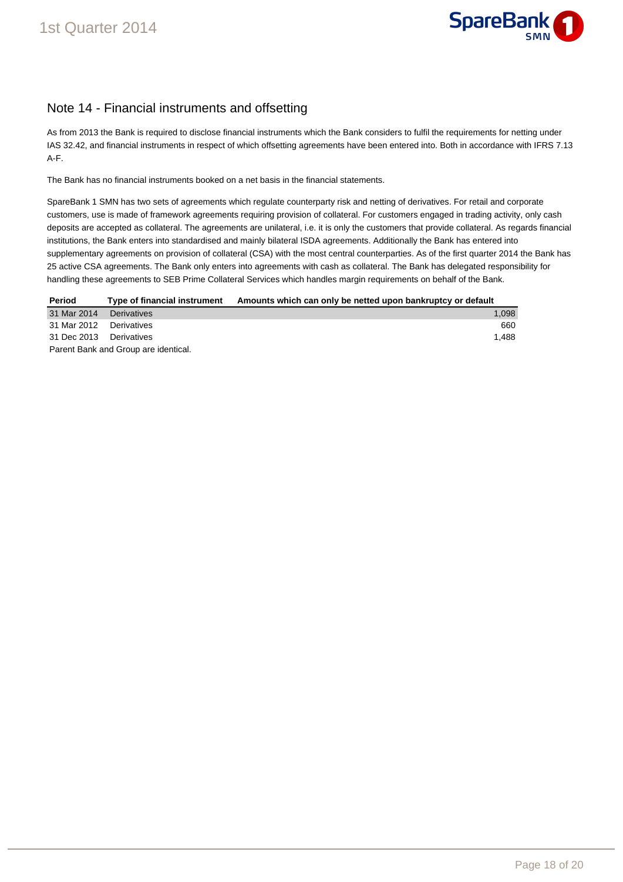## Note 14 - Financial instruments and offsetting

As from 2013 the Bank is required to disclose financial instruments which the Bank considers to fulfil the requirements for netting under IAS 32.42, and financial instruments in respect of which offsetting agreements have been entered into. Both in accordance with IFRS 7.13 A-F.

The Bank has no financial instruments booked on a net basis in the financial statements.

SpareBank 1 SMN has two sets of agreements which regulate counterparty risk and netting of derivatives. For retail and corporate customers, use is made of framework agreements requiring provision of collateral. For customers engaged in trading activity, only cash deposits are accepted as collateral. The agreements are unilateral, i.e. it is only the customers that provide collateral. As regards financial institutions, the Bank enters into standardised and mainly bilateral ISDA agreements. Additionally the Bank has entered into supplementary agreements on provision of collateral (CSA) with the most central counterparties. As of the first quarter 2014 the Bank has 25 active CSA agreements. The Bank only enters into agreements with cash as collateral. The Bank has delegated responsibility for handling these agreements to SEB Prime Collateral Services which handles margin requirements on behalf of the Bank.

| Period | Type of financial instrument | Amounts which can only be netted upon bankruptcy or default |
|---|---|---:|
| 31 Mar 2014 | Derivatives | 1,098 |
| 31 Mar 2012 | Derivatives | 660 |
| 31 Dec 2013 | Derivatives | 1,488 |

Parent Bank and Group are identical.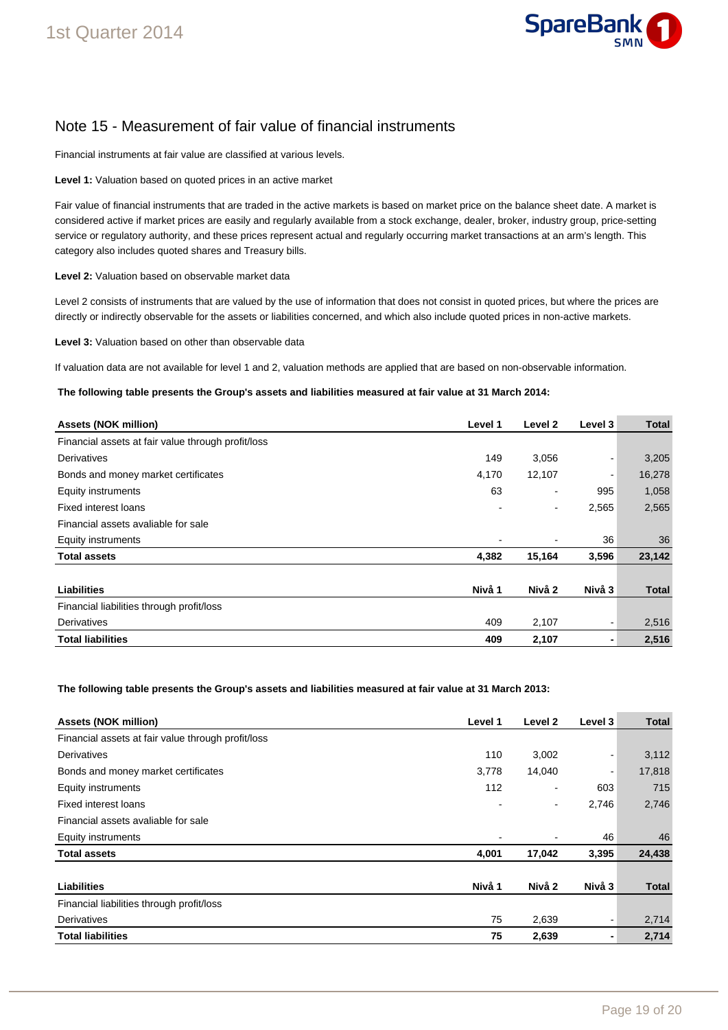## Note 15 - Measurement of fair value of financial instruments

Financial instruments at fair value are classified at various levels.

**Level 1:** Valuation based on quoted prices in an active market

Fair value of financial instruments that are traded in the active markets is based on market price on the balance sheet date. A market is considered active if market prices are easily and regularly available from a stock exchange, dealer, broker, industry group, price-setting service or regulatory authority, and these prices represent actual and regularly occurring market transactions at an arm's length. This category also includes quoted shares and Treasury bills.

**Level 2:** Valuation based on observable market data

Level 2 consists of instruments that are valued by the use of information that does not consist in quoted prices, but where the prices are directly or indirectly observable for the assets or liabilities concerned, and which also include quoted prices in non-active markets.

**Level 3:** Valuation based on other than observable data

If valuation data are not available for level 1 and 2, valuation methods are applied that are based on non-observable information.

**The following table presents the Group's assets and liabilities measured at fair value at 31 March 2014:**

| Assets (NOK million) | Level 1 | Level 2 | Level 3 | Total |
|---|---|---|---|---|
| Financial assets at fair value through profit/loss | | | | |
| Derivatives | 149 | 3,056 | - | 3,205 |
| Bonds and money market certificates | 4,170 | 12,107 | - | 16,278 |
| Equity instruments | 63 | - | 995 | 1,058 |
| Fixed interest loans | - | - | 2,565 | 2,565 |
| Financial assets avaliable for sale | | | | |
| Equity instruments | - | - | 36 | 36 |
| **Total assets** | **4,382** | **15,164** | **3,596** | **23,142** |

| Liabilities | Nivå 1 | Nivå 2 | Nivå 3 | Total |
|---|---|---|---|---|
| Financial liabilities through profit/loss | | | | |
| Derivatives | 409 | 2,107 | - | 2,516 |
| **Total liabilities** | **409** | **2,107** | **-** | **2,516** |

**The following table presents the Group's assets and liabilities measured at fair value at 31 March 2013:**

| Assets (NOK million) | Level 1 | Level 2 | Level 3 | Total |
|---|---|---|---|---|
| Financial assets at fair value through profit/loss | | | | |
| Derivatives | 110 | 3,002 | - | 3,112 |
| Bonds and money market certificates | 3,778 | 14,040 | - | 17,818 |
| Equity instruments | 112 | - | 603 | 715 |
| Fixed interest loans | - | - | 2,746 | 2,746 |
| Financial assets avaliable for sale | | | | |
| Equity instruments | - | - | 46 | 46 |
| **Total assets** | **4,001** | **17,042** | **3,395** | **24,438** |

| Liabilities | Nivå 1 | Nivå 2 | Nivå 3 | Total |
|---|---|---|---|---|
| Financial liabilities through profit/loss | | | | |
| Derivatives | 75 | 2,639 | - | 2,714 |
| **Total liabilities** | **75** | **2,639** | **-** | **2,714** |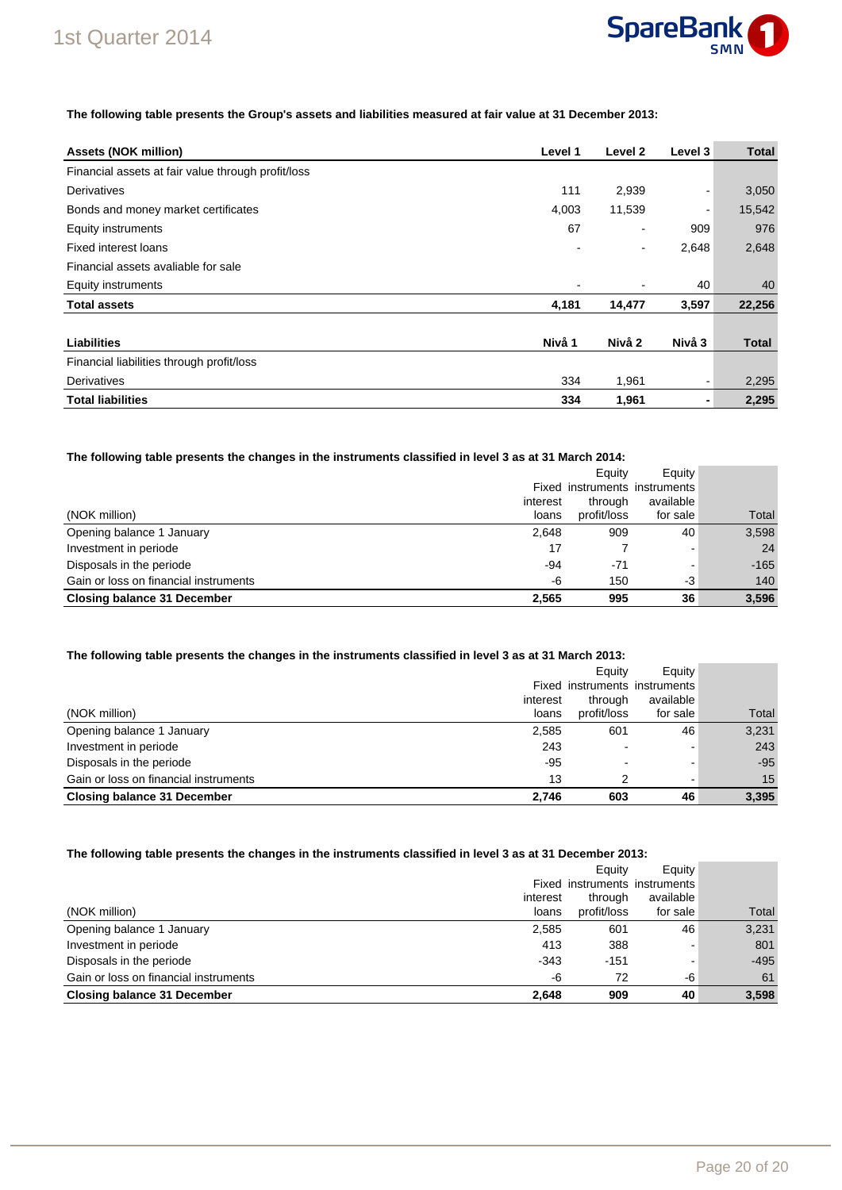**The following table presents the Group's assets and liabilities measured at fair value at 31 December 2013:**

| Assets (NOK million) | Level 1 | Level 2 | Level 3 | Total |
|---|---|---|---|---|
| Financial assets at fair value through profit/loss | | | | |
| Derivatives | 111 | 2,939 | - | 3,050 |
| Bonds and money market certificates | 4,003 | 11,539 | - | 15,542 |
| Equity instruments | 67 | - | 909 | 976 |
| Fixed interest loans | - | - | 2,648 | 2,648 |
| Financial assets avaliable for sale | | | | |
| Equity instruments | - | - | 40 | 40 |
| **Total assets** | **4,181** | **14,477** | **3,597** | **22,256** |

| Liabilities | Nivå 1 | Nivå 2 | Nivå 3 | Total |
|---|---|---|---|---|
| Financial liabilities through profit/loss | | | | |
| Derivatives | 334 | 1,961 | - | 2,295 |
| **Total liabilities** | **334** | **1,961** | **-** | **2,295** |

**The following table presents the changes in the instruments classified in level 3 as at 31 March 2014:**

| (NOK million) | Fixed interest loans | Equity instruments through profit/loss | Equity instruments available for sale | Total |
|---|---|---|---|---|
| Opening balance 1 January | 2,648 | 909 | 40 | 3,598 |
| Investment in periode | 17 | 7 | - | 24 |
| Disposals in the periode | -94 | -71 | - | -165 |
| Gain or loss on financial instruments | -6 | 150 | -3 | 140 |
| **Closing balance 31 December** | **2,565** | **995** | **36** | **3,596** |

**The following table presents the changes in the instruments classified in level 3 as at 31 March 2013:**

| (NOK million) | Fixed interest loans | Equity instruments through profit/loss | Equity instruments available for sale | Total |
|---|---|---|---|---|
| Opening balance 1 January | 2,585 | 601 | 46 | 3,231 |
| Investment in periode | 243 | - | - | 243 |
| Disposals in the periode | -95 | - | - | -95 |
| Gain or loss on financial instruments | 13 | 2 | - | 15 |
| **Closing balance 31 December** | **2,746** | **603** | **46** | **3,395** |

**The following table presents the changes in the instruments classified in level 3 as at 31 December 2013:**

| (NOK million) | Fixed interest loans | Equity instruments through profit/loss | Equity instruments available for sale | Total |
|---|---|---|---|---|
| Opening balance 1 January | 2,585 | 601 | 46 | 3,231 |
| Investment in periode | 413 | 388 | - | 801 |
| Disposals in the periode | -343 | -151 | - | -495 |
| Gain or loss on financial instruments | -6 | 72 | -6 | 61 |
| **Closing balance 31 December** | **2,648** | **909** | **40** | **3,598** |